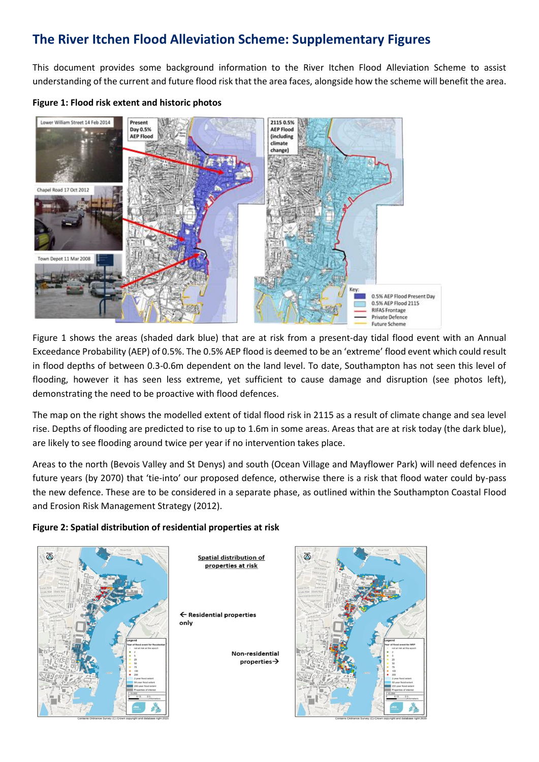# The River Itchen Flood Alleviation Scheme: Supplementary Figures

This document provides some background information to the River Itchen Flood Alleviation Scheme to assist understanding of the current and future flood risk that the area faces, alongside how the scheme will benefit the area.

**Figure 1: Flood risk extent and historic photos**

Figure 1 shows the areas (shaded dark blue) that are at risk from a present-day tidal flood event with an Annual Exceedance Probability (AEP) of 0.5%. The 0.5% AEP flood is deemed to be an 'extreme' flood event which could result in flood depths of between 0.3-0.6m dependent on the land level. To date, Southampton has not seen this level of flooding, however it has seen less extreme, yet sufficient to cause damage and disruption (see photos left), demonstrating the need to be proactive with flood defences.

The map on the right shows the modelled extent of tidal flood risk in 2115 as a result of climate change and sea level rise. Depths of flooding are predicted to rise to up to 1.6m in some areas. Areas that are at risk today (the dark blue), are likely to see flooding around twice per year if no intervention takes place.

Areas to the north (Bevois Valley and St Denys) and south (Ocean Village and Mayflower Park) will need defences in future years (by 2070) that 'tie-into' our proposed defence, otherwise there is a risk that flood water could by-pass the new defence. These are to be considered in a separate phase, as outlined within the Southampton Coastal Flood and Erosion Risk Management Strategy (2012).

**Figure 2: Spatial distribution of residential properties at risk**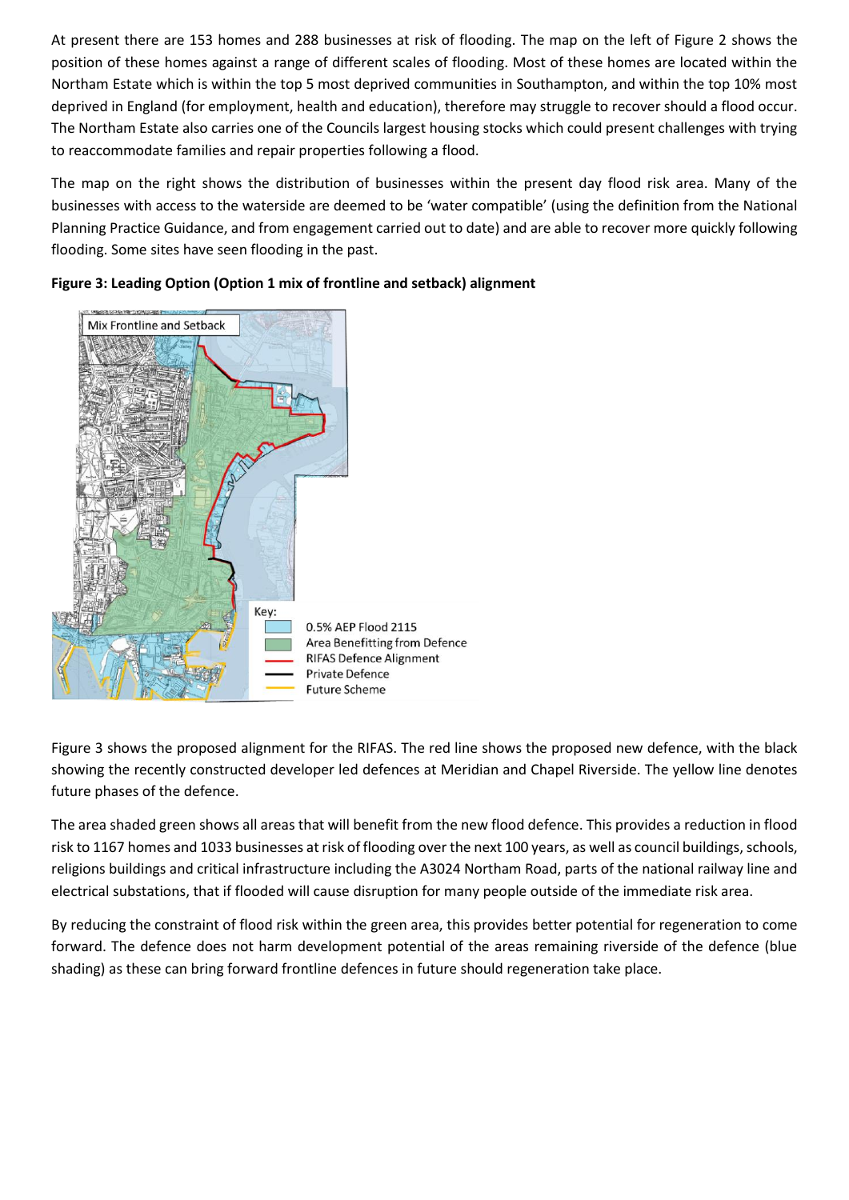At present there are 153 homes and 288 businesses at risk of flooding. The map on the left of Figure 2 shows the position of these homes against a range of different scales of flooding. Most of these homes are located within the Northam Estate which is within the top 5 most deprived communities in Southampton, and within the top 10% most deprived in England (for employment, health and education), therefore may struggle to recover should a flood occur. The Northam Estate also carries one of the Councils largest housing stocks which could present challenges with trying to reaccommodate families and repair properties following a flood.

The map on the right shows the distribution of businesses within the present day flood risk area. Many of the businesses with access to the waterside are deemed to be 'water compatible' (using the definition from the National Planning Practice Guidance, and from engagement carried out to date) and are able to recover more quickly following flooding. Some sites have seen flooding in the past.

**Figure 3: Leading Option (Option 1 mix of frontline and setback) alignment**

Mix Frontline and Setback

Key:
- 0.5% AEP Flood 2115
- Area Benefitting from Defence
- RIFAS Defence Alignment
- Private Defence
- Future Scheme

Figure 3 shows the proposed alignment for the RIFAS. The red line shows the proposed new defence, with the black showing the recently constructed developer led defences at Meridian and Chapel Riverside. The yellow line denotes future phases of the defence.

The area shaded green shows all areas that will benefit from the new flood defence. This provides a reduction in flood risk to 1167 homes and 1033 businesses at risk of flooding over the next 100 years, as well as council buildings, schools, religions buildings and critical infrastructure including the A3024 Northam Road, parts of the national railway line and electrical substations, that if flooded will cause disruption for many people outside of the immediate risk area.

By reducing the constraint of flood risk within the green area, this provides better potential for regeneration to come forward. The defence does not harm development potential of the areas remaining riverside of the defence (blue shading) as these can bring forward frontline defences in future should regeneration take place.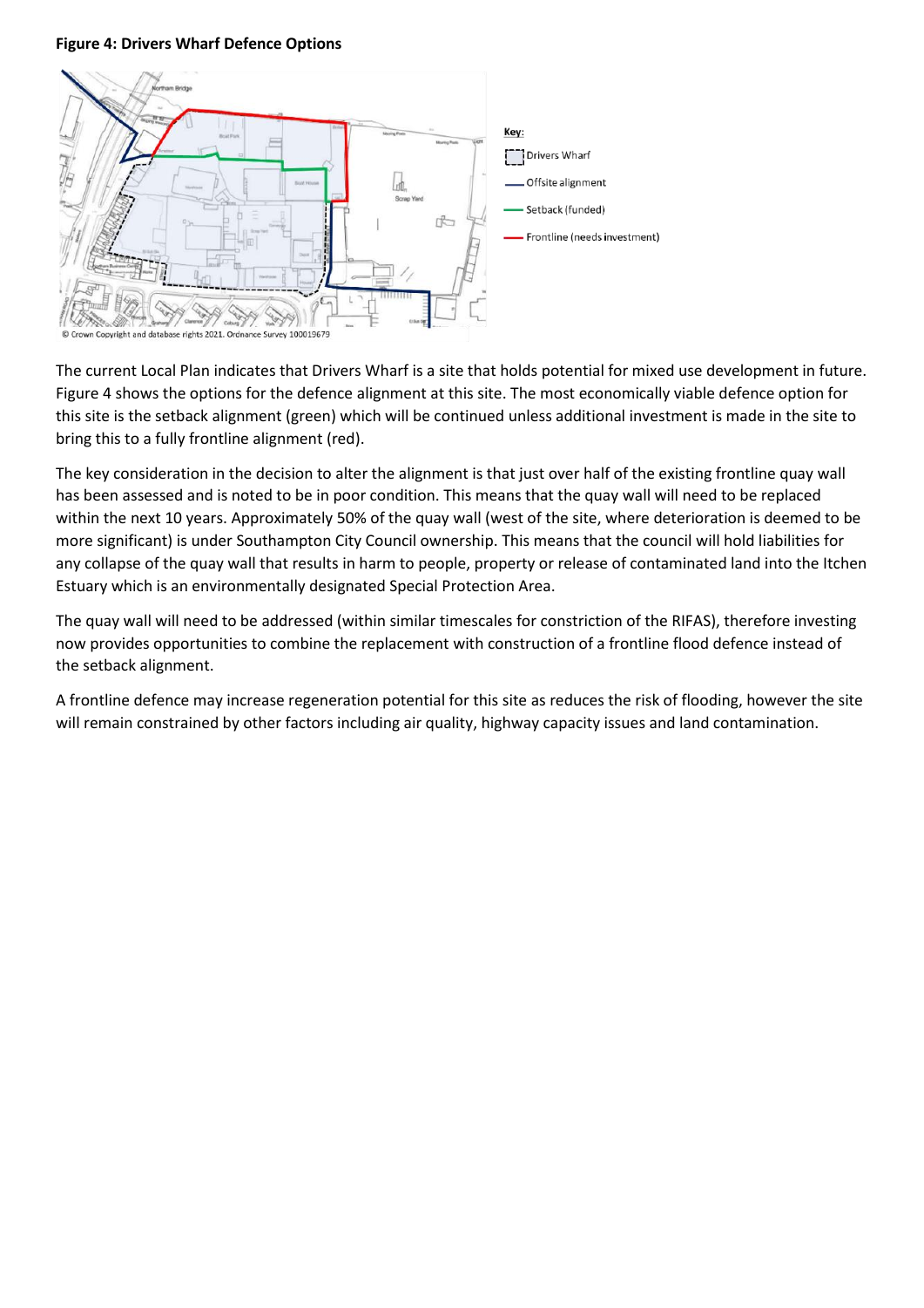**Figure 4: Drivers Wharf Defence Options**

Key:
Drivers Wharf
Offsite alignment
Setback (funded)
Frontline (needs investment)

© Crown Copyright and database rights 2021. Ordnance Survey 100019679

The current Local Plan indicates that Drivers Wharf is a site that holds potential for mixed use development in future. Figure 4 shows the options for the defence alignment at this site. The most economically viable defence option for this site is the setback alignment (green) which will be continued unless additional investment is made in the site to bring this to a fully frontline alignment (red).

The key consideration in the decision to alter the alignment is that just over half of the existing frontline quay wall has been assessed and is noted to be in poor condition. This means that the quay wall will need to be replaced within the next 10 years. Approximately 50% of the quay wall (west of the site, where deterioration is deemed to be more significant) is under Southampton City Council ownership. This means that the council will hold liabilities for any collapse of the quay wall that results in harm to people, property or release of contaminated land into the Itchen Estuary which is an environmentally designated Special Protection Area.

The quay wall will need to be addressed (within similar timescales for constriction of the RIFAS), therefore investing now provides opportunities to combine the replacement with construction of a frontline flood defence instead of the setback alignment.

A frontline defence may increase regeneration potential for this site as reduces the risk of flooding, however the site will remain constrained by other factors including air quality, highway capacity issues and land contamination.